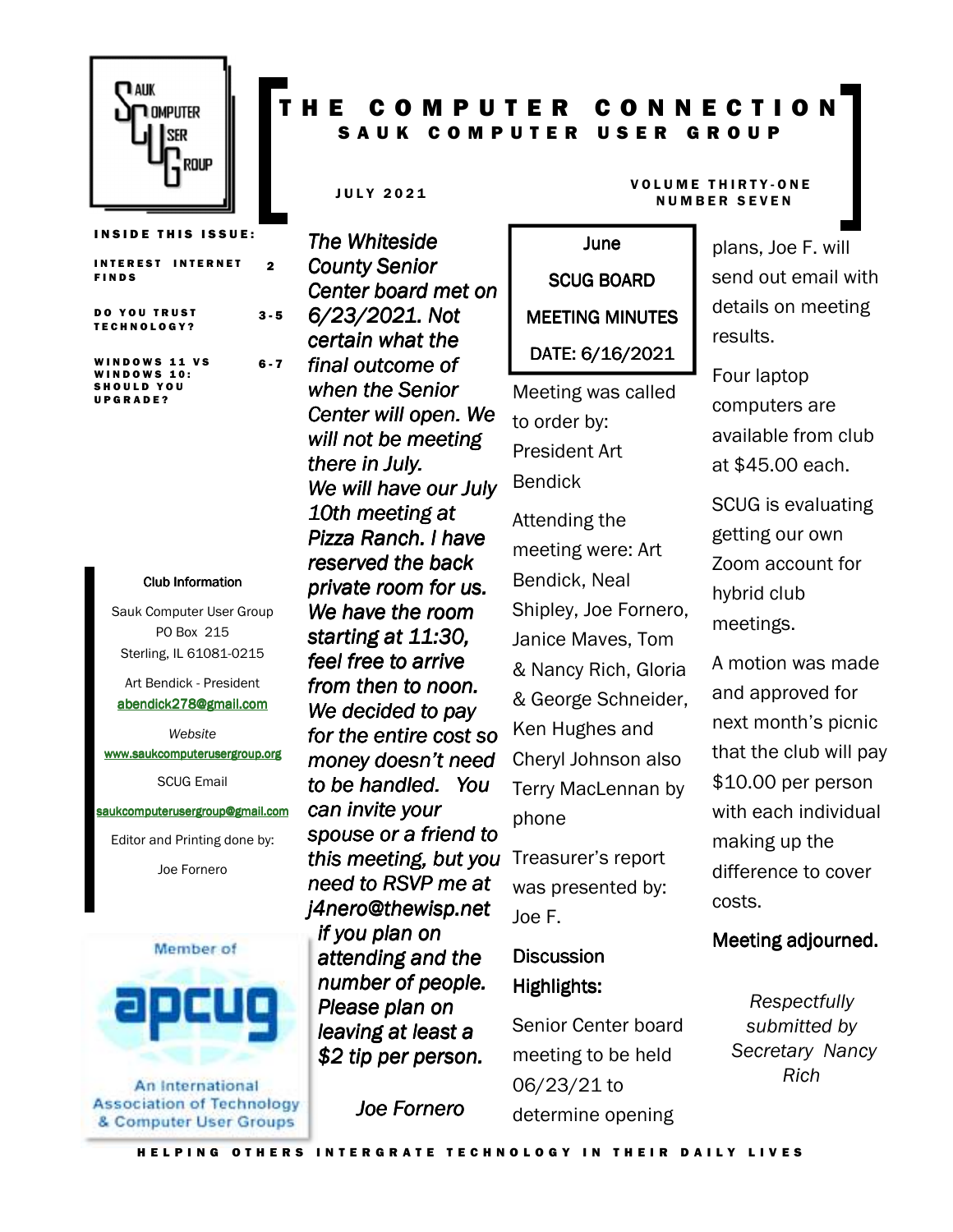# THE COMPUTER CONNECTION

## SAUK COMPUTER USER GROUP

JULY 2021

VOLUME THIRTY-ONE NUMBER SEVEN

**INSIDE THIS ISSUE:**

- INTEREST INTERNET FINDS — 2
- DO YOU TRUST TECHNOLOGY? — 3-5
- WINDOWS 11 VS WINDOWS 10: SHOULD YOU UPGRADE? — 6-7

**Club Information**

Sauk Computer User Group
PO Box 215
Sterling, IL 61081-0215

Art Bendick - President
abendick278@gmail.com

*Website*
www.saukcomputerusergroup.org

SCUG Email
saukcomputerusergroup@gmail.com

Editor and Printing done by:

Joe Fornero

Member of apcug — An International Association of Technology & Computer User Groups

*The Whiteside County Senior Center board met on 6/23/2021. Not certain what the final outcome of when the Senior Center will open. We will not be meeting there in July. We will have our July 10th meeting at Pizza Ranch. I have reserved the back private room for us. We have the room starting at 11:30, feel free to arrive from then to noon. We decided to pay for the entire cost so money doesn't need to be handled. You can invite your spouse or a friend to this meeting, but you need to RSVP me at j4nero@thewisp.net if you plan on attending and the number of people. Please plan on leaving at least a $2 tip per person.*

*Joe Fornero*

## June SCUG BOARD MEETING MINUTES

## DATE: 6/16/2021

Meeting was called to order by: President Art Bendick

Attending the meeting were: Art Bendick, Neal Shipley, Joe Fornero, Janice Maves, Tom & Nancy Rich, Gloria & George Schneider, Ken Hughes and Cheryl Johnson also Terry MacLennan by phone

Treasurer's report was presented by: Joe F.

### Discussion Highlights:

Senior Center board meeting to be held 06/23/21 to determine opening plans, Joe F. will send out email with details on meeting results.

Four laptop computers are available from club at $45.00 each.

SCUG is evaluating getting our own Zoom account for hybrid club meetings.

A motion was made and approved for next month's picnic that the club will pay $10.00 per person with each individual making up the difference to cover costs.

**Meeting adjourned.**

*Respectfully submitted by Secretary Nancy Rich*

HELPING OTHERS INTERGRATE TECHNOLOGY IN THEIR DAILY LIVES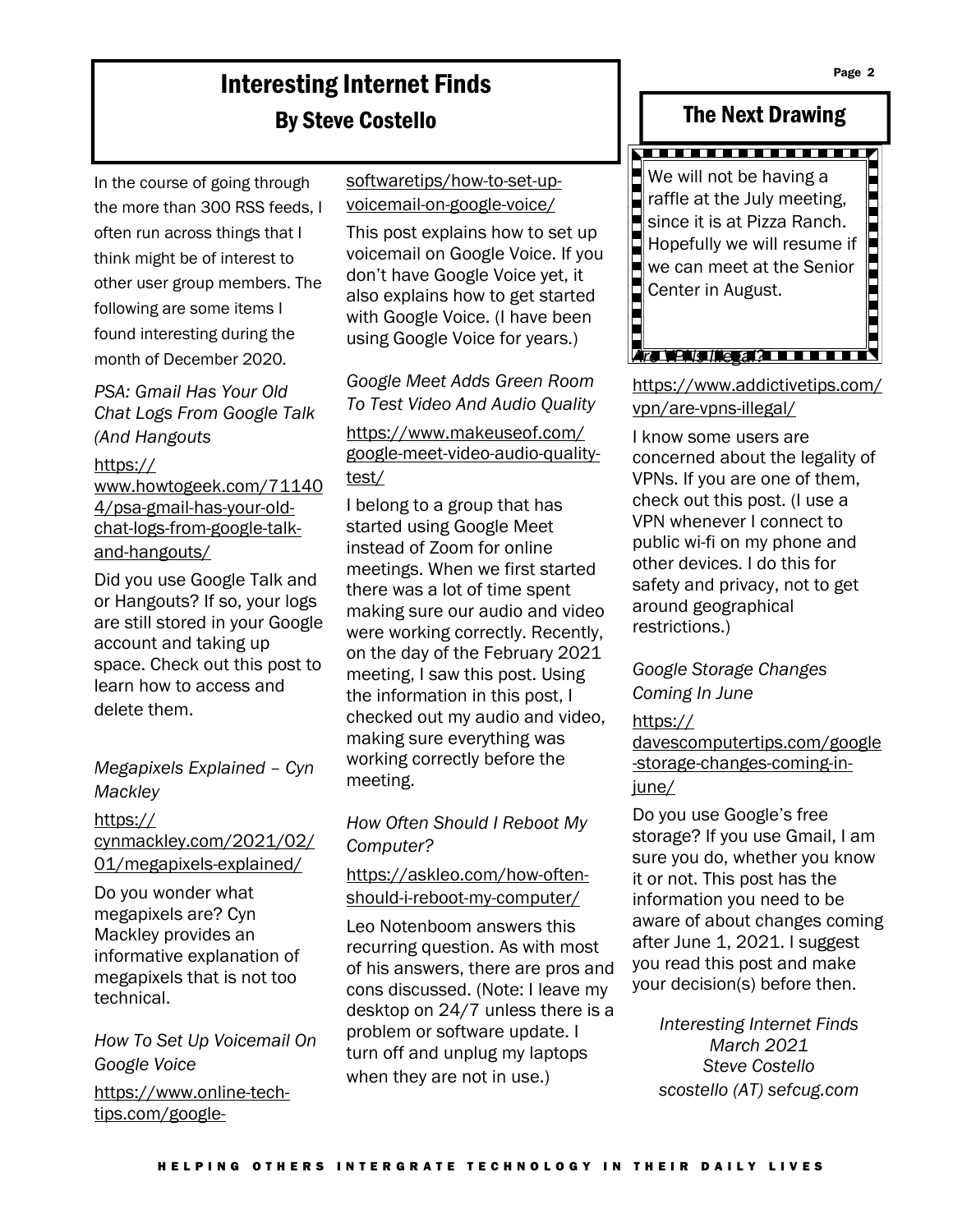# Interesting Internet Finds

## By Steve Costello

In the course of going through the more than 300 RSS feeds, I often run across things that I think might be of interest to other user group members. The following are some items I found interesting during the month of December 2020.

*PSA: Gmail Has Your Old Chat Logs From Google Talk (And Hangouts*

https://www.howtogeek.com/711404/psa-gmail-has-your-old-chat-logs-from-google-talk-and-hangouts/

Did you use Google Talk and or Hangouts? If so, your logs are still stored in your Google account and taking up space. Check out this post to learn how to access and delete them.

*Megapixels Explained – Cyn Mackley*

https://cynmackley.com/2021/02/01/megapixels-explained/

Do you wonder what megapixels are? Cyn Mackley provides an informative explanation of megapixels that is not too technical.

*How To Set Up Voicemail On Google Voice*

https://www.online-tech-tips.com/google-softwaretips/how-to-set-up-voicemail-on-google-voice/

This post explains how to set up voicemail on Google Voice. If you don't have Google Voice yet, it also explains how to get started with Google Voice. (I have been using Google Voice for years.)

*Google Meet Adds Green Room To Test Video And Audio Quality*

https://www.makeuseof.com/google-meet-video-audio-quality-test/

I belong to a group that has started using Google Meet instead of Zoom for online meetings. When we first started there was a lot of time spent making sure our audio and video were working correctly. Recently, on the day of the February 2021 meeting, I saw this post. Using the information in this post, I checked out my audio and video, making sure everything was working correctly before the meeting.

*How Often Should I Reboot My Computer?*

https://askleo.com/how-often-should-i-reboot-my-computer/

Leo Notenboom answers this recurring question. As with most of his answers, there are pros and cons discussed. (Note: I leave my desktop on 24/7 unless there is a problem or software update. I turn off and unplug my laptops when they are not in use.)

*Are VPNs Illegal?*

https://www.addictivetips.com/vpn/are-vpns-illegal/

I know some users are concerned about the legality of VPNs. If you are one of them, check out this post. (I use a VPN whenever I connect to public wi-fi on my phone and other devices. I do this for safety and privacy, not to get around geographical restrictions.)

*Google Storage Changes Coming In June*

https://davescomputertips.com/google-storage-changes-coming-in-june/

Do you use Google's free storage? If you use Gmail, I am sure you do, whether you know it or not. This post has the information you need to be aware of about changes coming after June 1, 2021. I suggest you read this post and make your decision(s) before then.

*Interesting Internet Finds*
*March 2021*
*Steve Costello*
*scostello (AT) sefcug.com*

## The Next Drawing

We will not be having a raffle at the July meeting, since it is at Pizza Ranch. Hopefully we will resume if we can meet at the Senior Center in August.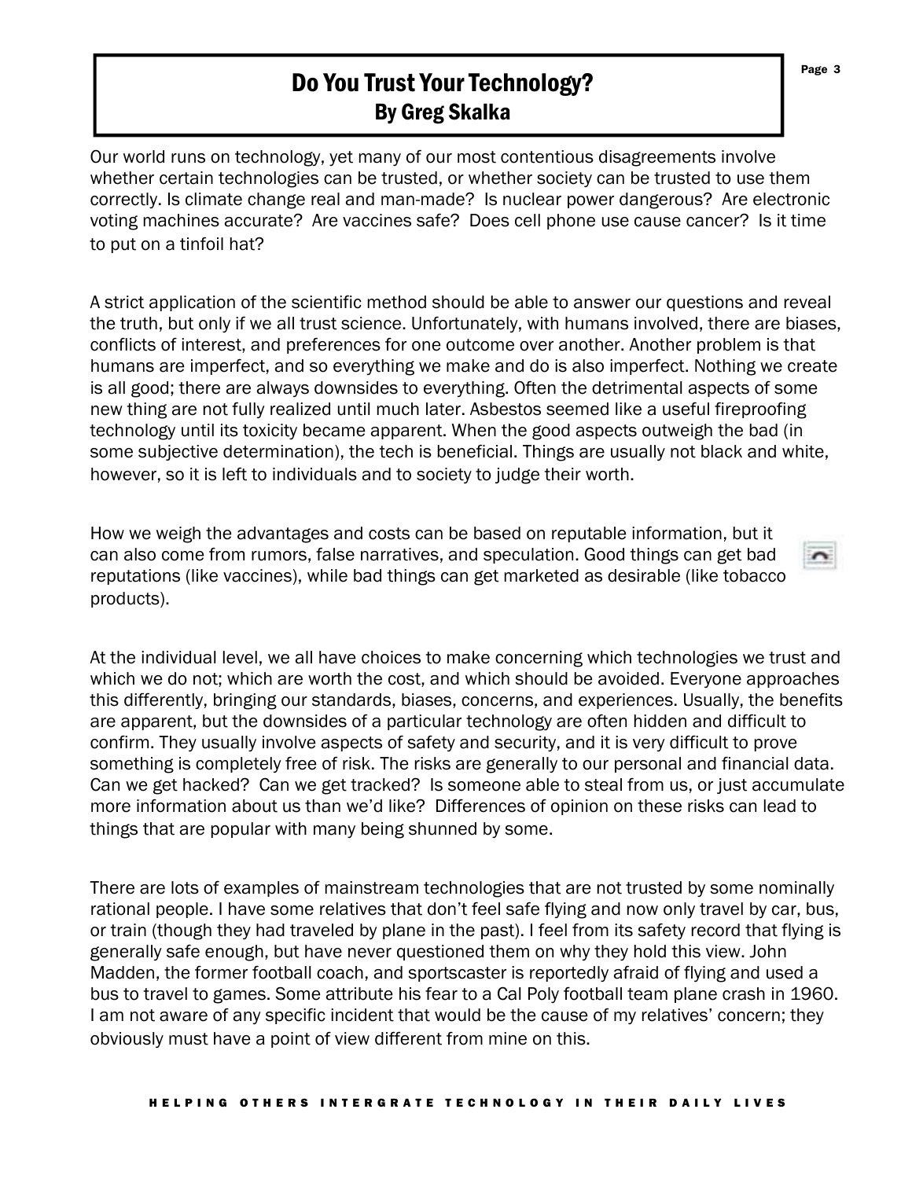# Do You Trust Your Technology?

## By Greg Skalka

Our world runs on technology, yet many of our most contentious disagreements involve whether certain technologies can be trusted, or whether society can be trusted to use them correctly. Is climate change real and man-made? Is nuclear power dangerous? Are electronic voting machines accurate? Are vaccines safe? Does cell phone use cause cancer? Is it time to put on a tinfoil hat?

A strict application of the scientific method should be able to answer our questions and reveal the truth, but only if we all trust science. Unfortunately, with humans involved, there are biases, conflicts of interest, and preferences for one outcome over another. Another problem is that humans are imperfect, and so everything we make and do is also imperfect. Nothing we create is all good; there are always downsides to everything. Often the detrimental aspects of some new thing are not fully realized until much later. Asbestos seemed like a useful fireproofing technology until its toxicity became apparent. When the good aspects outweigh the bad (in some subjective determination), the tech is beneficial. Things are usually not black and white, however, so it is left to individuals and to society to judge their worth.

How we weigh the advantages and costs can be based on reputable information, but it can also come from rumors, false narratives, and speculation. Good things can get bad reputations (like vaccines), while bad things can get marketed as desirable (like tobacco products).

At the individual level, we all have choices to make concerning which technologies we trust and which we do not; which are worth the cost, and which should be avoided. Everyone approaches this differently, bringing our standards, biases, concerns, and experiences. Usually, the benefits are apparent, but the downsides of a particular technology are often hidden and difficult to confirm. They usually involve aspects of safety and security, and it is very difficult to prove something is completely free of risk. The risks are generally to our personal and financial data. Can we get hacked? Can we get tracked? Is someone able to steal from us, or just accumulate more information about us than we'd like? Differences of opinion on these risks can lead to things that are popular with many being shunned by some.

There are lots of examples of mainstream technologies that are not trusted by some nominally rational people. I have some relatives that don't feel safe flying and now only travel by car, bus, or train (though they had traveled by plane in the past). I feel from its safety record that flying is generally safe enough, but have never questioned them on why they hold this view. John Madden, the former football coach, and sportscaster is reportedly afraid of flying and used a bus to travel to games. Some attribute his fear to a Cal Poly football team plane crash in 1960. I am not aware of any specific incident that would be the cause of my relatives' concern; they obviously must have a point of view different from mine on this.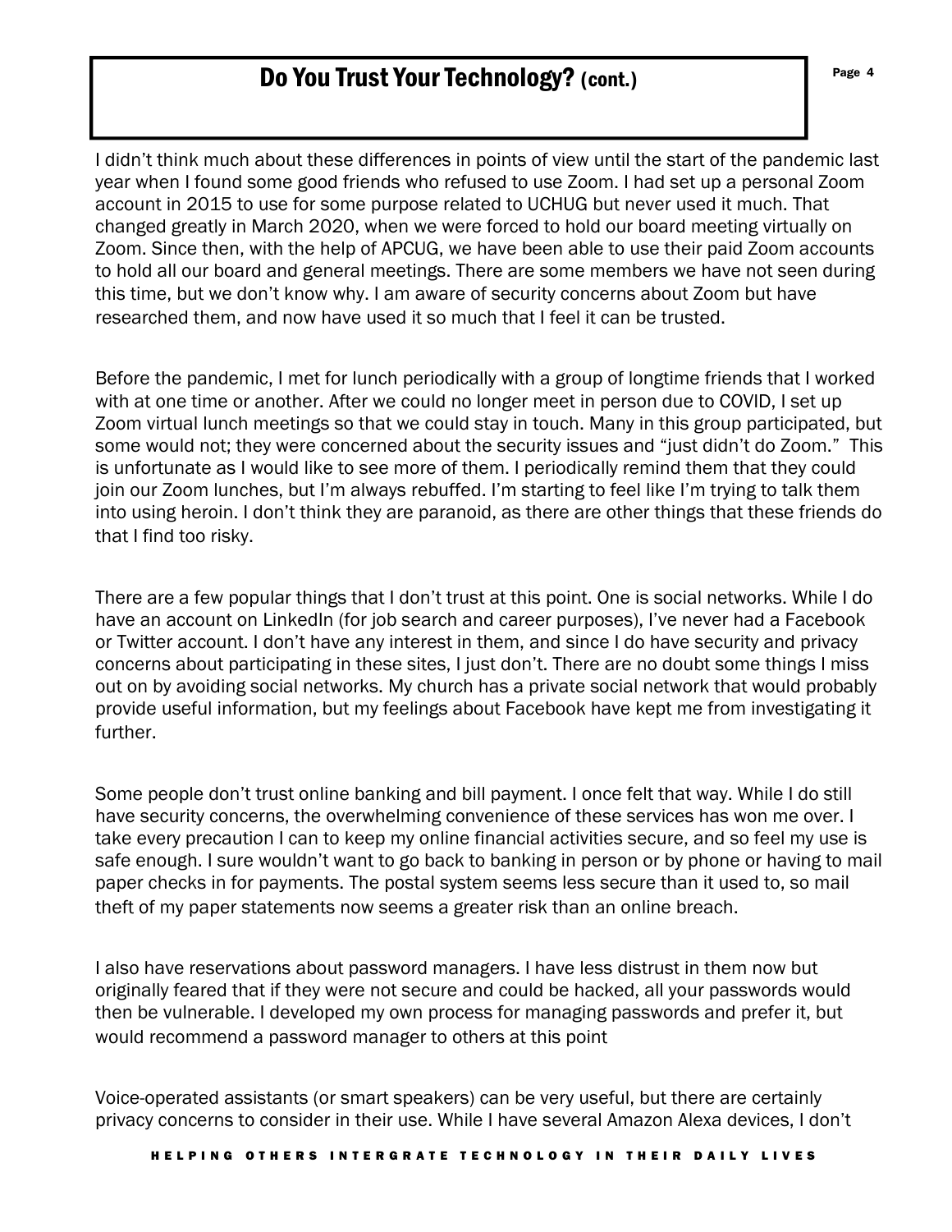# Do You Trust Your Technology? (cont.)

I didn't think much about these differences in points of view until the start of the pandemic last year when I found some good friends who refused to use Zoom. I had set up a personal Zoom account in 2015 to use for some purpose related to UCHUG but never used it much. That changed greatly in March 2020, when we were forced to hold our board meeting virtually on Zoom. Since then, with the help of APCUG, we have been able to use their paid Zoom accounts to hold all our board and general meetings. There are some members we have not seen during this time, but we don't know why. I am aware of security concerns about Zoom but have researched them, and now have used it so much that I feel it can be trusted.

Before the pandemic, I met for lunch periodically with a group of longtime friends that I worked with at one time or another. After we could no longer meet in person due to COVID, I set up Zoom virtual lunch meetings so that we could stay in touch. Many in this group participated, but some would not; they were concerned about the security issues and "just didn't do Zoom." This is unfortunate as I would like to see more of them. I periodically remind them that they could join our Zoom lunches, but I'm always rebuffed. I'm starting to feel like I'm trying to talk them into using heroin. I don't think they are paranoid, as there are other things that these friends do that I find too risky.

There are a few popular things that I don't trust at this point. One is social networks. While I do have an account on LinkedIn (for job search and career purposes), I've never had a Facebook or Twitter account. I don't have any interest in them, and since I do have security and privacy concerns about participating in these sites, I just don't. There are no doubt some things I miss out on by avoiding social networks. My church has a private social network that would probably provide useful information, but my feelings about Facebook have kept me from investigating it further.

Some people don't trust online banking and bill payment. I once felt that way. While I do still have security concerns, the overwhelming convenience of these services has won me over. I take every precaution I can to keep my online financial activities secure, and so feel my use is safe enough. I sure wouldn't want to go back to banking in person or by phone or having to mail paper checks in for payments. The postal system seems less secure than it used to, so mail theft of my paper statements now seems a greater risk than an online breach.

I also have reservations about password managers. I have less distrust in them now but originally feared that if they were not secure and could be hacked, all your passwords would then be vulnerable. I developed my own process for managing passwords and prefer it, but would recommend a password manager to others at this point

Voice-operated assistants (or smart speakers) can be very useful, but there are certainly privacy concerns to consider in their use. While I have several Amazon Alexa devices, I don't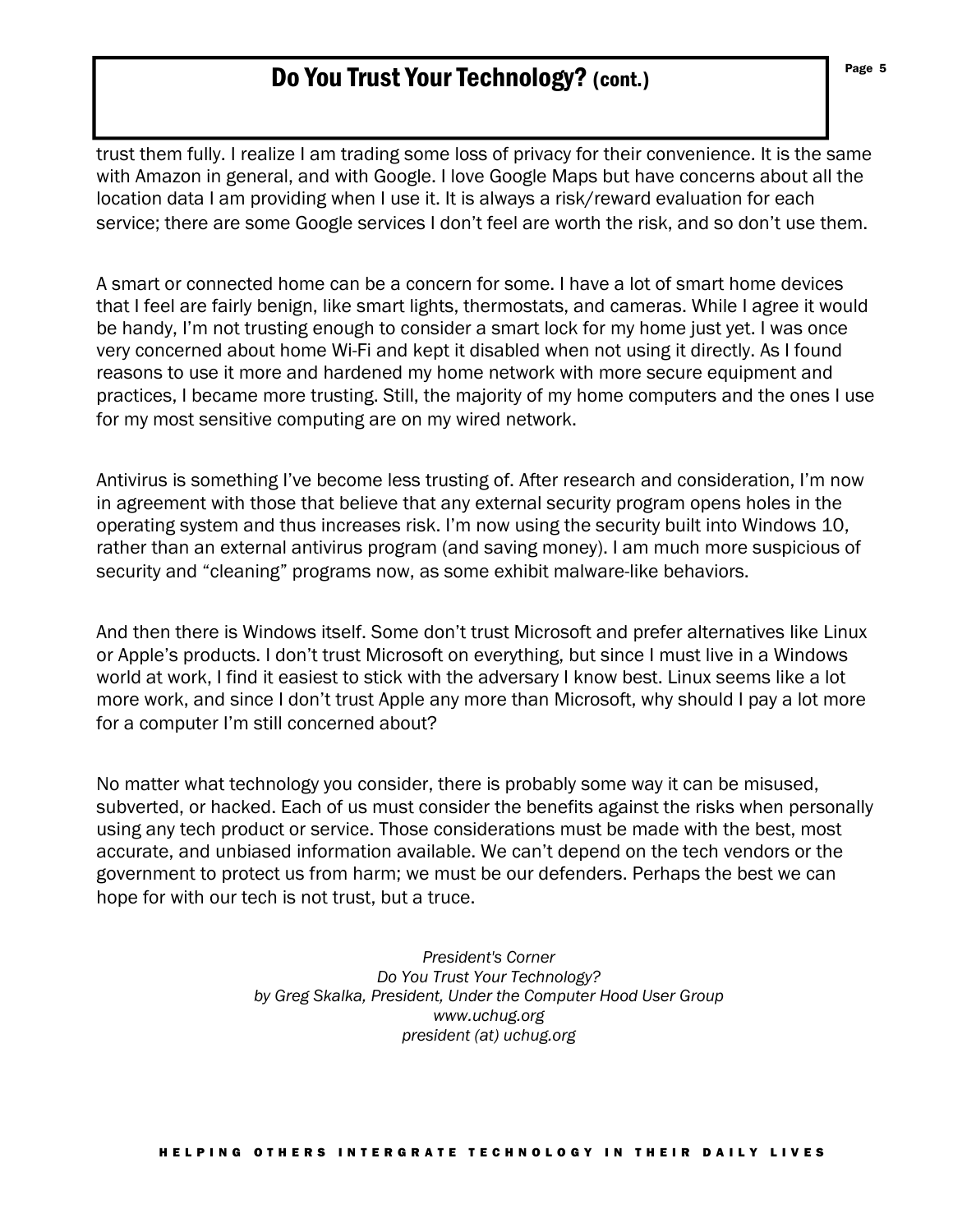## Do You Trust Your Technology? (cont.)

trust them fully. I realize I am trading some loss of privacy for their convenience. It is the same with Amazon in general, and with Google. I love Google Maps but have concerns about all the location data I am providing when I use it. It is always a risk/reward evaluation for each service; there are some Google services I don't feel are worth the risk, and so don't use them.

A smart or connected home can be a concern for some. I have a lot of smart home devices that I feel are fairly benign, like smart lights, thermostats, and cameras. While I agree it would be handy, I'm not trusting enough to consider a smart lock for my home just yet. I was once very concerned about home Wi-Fi and kept it disabled when not using it directly. As I found reasons to use it more and hardened my home network with more secure equipment and practices, I became more trusting. Still, the majority of my home computers and the ones I use for my most sensitive computing are on my wired network.

Antivirus is something I've become less trusting of. After research and consideration, I'm now in agreement with those that believe that any external security program opens holes in the operating system and thus increases risk. I'm now using the security built into Windows 10, rather than an external antivirus program (and saving money). I am much more suspicious of security and "cleaning" programs now, as some exhibit malware-like behaviors.

And then there is Windows itself. Some don't trust Microsoft and prefer alternatives like Linux or Apple's products. I don't trust Microsoft on everything, but since I must live in a Windows world at work, I find it easiest to stick with the adversary I know best. Linux seems like a lot more work, and since I don't trust Apple any more than Microsoft, why should I pay a lot more for a computer I'm still concerned about?

No matter what technology you consider, there is probably some way it can be misused, subverted, or hacked. Each of us must consider the benefits against the risks when personally using any tech product or service. Those considerations must be made with the best, most accurate, and unbiased information available. We can't depend on the tech vendors or the government to protect us from harm; we must be our defenders. Perhaps the best we can hope for with our tech is not trust, but a truce.

*President's Corner*
*Do You Trust Your Technology?*
*by Greg Skalka, President, Under the Computer Hood User Group*
*www.uchug.org*
*president (at) uchug.org*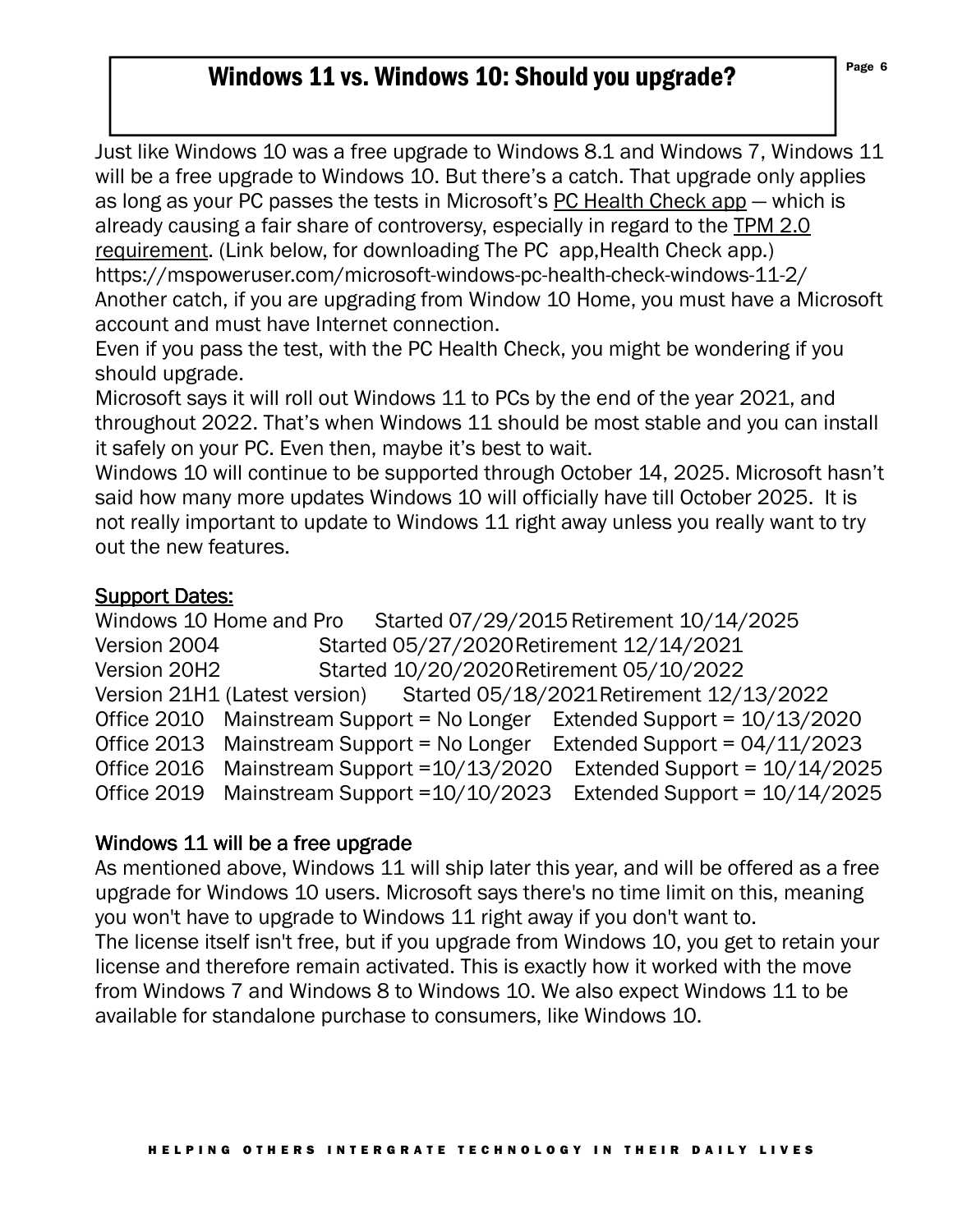# Windows 11 vs. Windows 10: Should you upgrade?

Just like Windows 10 was a free upgrade to Windows 8.1 and Windows 7, Windows 11 will be a free upgrade to Windows 10. But there's a catch. That upgrade only applies as long as your PC passes the tests in Microsoft's PC Health Check app — which is already causing a fair share of controversy, especially in regard to the TPM 2.0 requirement. (Link below, for downloading The PC app,Health Check app.)
https://mspoweruser.com/microsoft-windows-pc-health-check-windows-11-2/
Another catch, if you are upgrading from Window 10 Home, you must have a Microsoft account and must have Internet connection.
Even if you pass the test, with the PC Health Check, you might be wondering if you should upgrade.
Microsoft says it will roll out Windows 11 to PCs by the end of the year 2021, and throughout 2022. That's when Windows 11 should be most stable and you can install it safely on your PC. Even then, maybe it's best to wait.
Windows 10 will continue to be supported through October 14, 2025. Microsoft hasn't said how many more updates Windows 10 will officially have till October 2025. It is not really important to update to Windows 11 right away unless you really want to try out the new features.

## Support Dates:

| Product | | |
|---|---|---|
| Windows 10 Home and Pro | Started 07/29/2015 | Retirement 10/14/2025 |
| Version 2004 | Started 05/27/2020 | Retirement 12/14/2021 |
| Version 20H2 | Started 10/20/2020 | Retirement 05/10/2022 |
| Version 21H1 (Latest version) | Started 05/18/2021 | Retirement 12/13/2022 |
| Office 2010 | Mainstream Support = No Longer | Extended Support = 10/13/2020 |
| Office 2013 | Mainstream Support = No Longer | Extended Support = 04/11/2023 |
| Office 2016 | Mainstream Support =10/13/2020 | Extended Support = 10/14/2025 |
| Office 2019 | Mainstream Support =10/10/2023 | Extended Support = 10/14/2025 |

## Windows 11 will be a free upgrade

As mentioned above, Windows 11 will ship later this year, and will be offered as a free upgrade for Windows 10 users. Microsoft says there's no time limit on this, meaning you won't have to upgrade to Windows 11 right away if you don't want to.
The license itself isn't free, but if you upgrade from Windows 10, you get to retain your license and therefore remain activated. This is exactly how it worked with the move from Windows 7 and Windows 8 to Windows 10. We also expect Windows 11 to be available for standalone purchase to consumers, like Windows 10.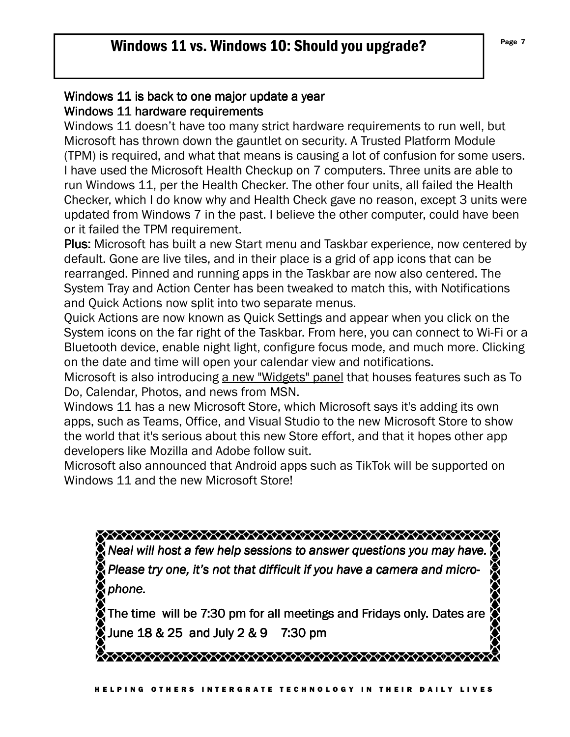# Windows 11 vs. Windows 10: Should you upgrade?

### Windows 11 is back to one major update a year

### Windows 11 hardware requirements

Windows 11 doesn't have too many strict hardware requirements to run well, but Microsoft has thrown down the gauntlet on security. A Trusted Platform Module (TPM) is required, and what that means is causing a lot of confusion for some users. I have used the Microsoft Health Checkup on 7 computers. Three units are able to run Windows 11, per the Health Checker. The other four units, all failed the Health Checker, which I do know why and Health Check gave no reason, except 3 units were updated from Windows 7 in the past. I believe the other computer, could have been or it failed the TPM requirement.

**Plus:** Microsoft has built a new Start menu and Taskbar experience, now centered by default. Gone are live tiles, and in their place is a grid of app icons that can be rearranged. Pinned and running apps in the Taskbar are now also centered. The System Tray and Action Center has been tweaked to match this, with Notifications and Quick Actions now split into two separate menus.

Quick Actions are now known as Quick Settings and appear when you click on the System icons on the far right of the Taskbar. From here, you can connect to Wi-Fi or a Bluetooth device, enable night light, configure focus mode, and much more. Clicking on the date and time will open your calendar view and notifications.

Microsoft is also introducing a new "Widgets" panel that houses features such as To Do, Calendar, Photos, and news from MSN.

Windows 11 has a new Microsoft Store, which Microsoft says it's adding its own apps, such as Teams, Office, and Visual Studio to the new Microsoft Store to show the world that it's serious about this new Store effort, and that it hopes other app developers like Mozilla and Adobe follow suit.

Microsoft also announced that Android apps such as TikTok will be supported on Windows 11 and the new Microsoft Store!

*Neal will host a few help sessions to answer questions you may have. Please try one, it's not that difficult if you have a camera and microphone.*

The time will be 7:30 pm for all meetings and Fridays only. Dates are June 18 & 25 and July 2 & 9 7:30 pm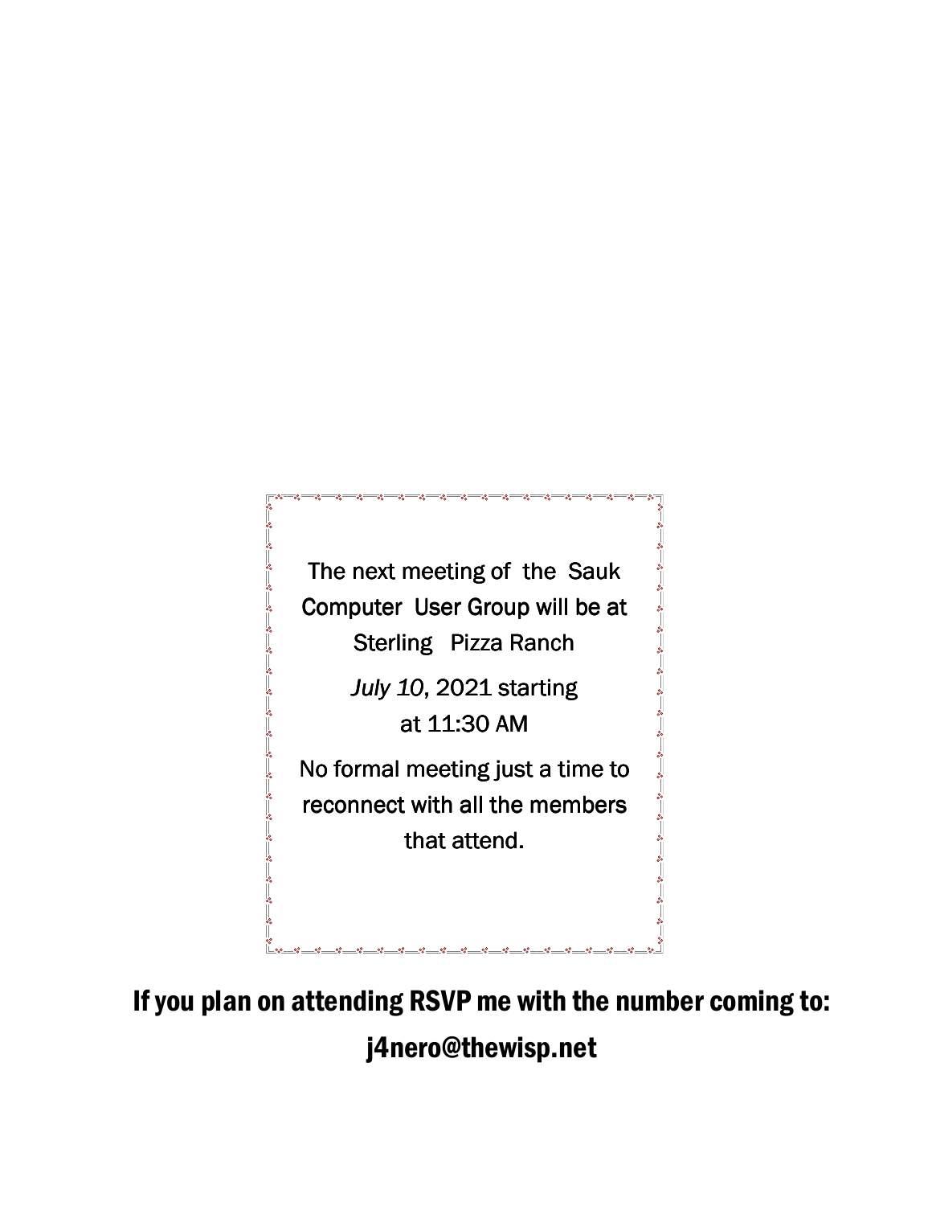The next meeting of the Sauk Computer User Group will be at Sterling Pizza Ranch

*July 10*, 2021 starting at 11:30 AM

No formal meeting just a time to reconnect with all the members that attend.

**If you plan on attending RSVP me with the number coming to:**

**j4nero@thewisp.net**